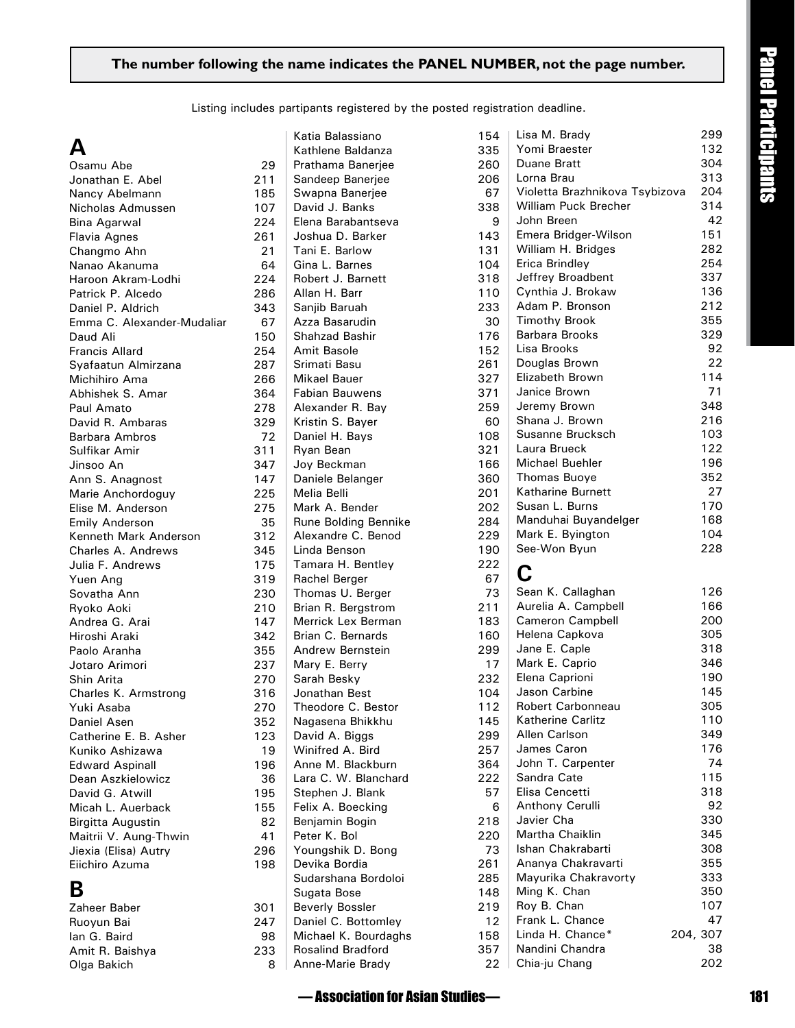**The number following the name indicates the PANEL NUMBER, not the page number.**

Listing includes partipants registered by the posted registration deadline.

## A

Osamu Abe 29
Jonathan E. Abel 211
Nancy Abelmann 185
Nicholas Admussen 107
Bina Agarwal 224
Flavia Agnes 261
Changmo Ahn 21
Nanao Akanuma 64
Haroon Akram-Lodhi 224
Patrick P. Alcedo 286
Daniel P. Aldrich 343
Emma C. Alexander-Mudaliar 67
Daud Ali 150
Francis Allard 254
Syafaatun Almirzana 287
Michihiro Ama 266
Abhishek S. Amar 364
Paul Amato 278
David R. Ambaras 329
Barbara Ambros 72
Sulfikar Amir 311
Jinsoo An 347
Ann S. Anagnost 147
Marie Anchordoguy 225
Elise M. Anderson 275
Emily Anderson 35
Kenneth Mark Anderson 312
Charles A. Andrews 345
Julia F. Andrews 175
Yuen Ang 319
Sovatha Ann 230
Ryoko Aoki 210
Andrea G. Arai 147
Hiroshi Araki 342
Paolo Aranha 355
Jotaro Arimori 237
Shin Arita 270
Charles K. Armstrong 316
Yuki Asaba 270
Daniel Asen 352
Catherine E. B. Asher 123
Kuniko Ashizawa 19
Edward Aspinall 196
Dean Aszkielowicz 36
David G. Atwill 195
Micah L. Auerback 155
Birgitta Augustin 82
Maitrii V. Aung-Thwin 41
Jiexia (Elisa) Autry 296
Eiichiro Azuma 198

## B

Zaheer Baber 301
Ruoyun Bai 247
Ian G. Baird 98
Amit R. Baishya 233
Olga Bakich 8
Katia Balassiano 154
Kathlene Baldanza 335
Prathama Banerjee 260
Sandeep Banerjee 206
Swapna Banerjee 67
David J. Banks 338
Elena Barabantseva 9
Joshua D. Barker 143
Tani E. Barlow 131
Gina L. Barnes 104
Robert J. Barnett 318
Allan H. Barr 110
Sanjib Baruah 233
Azza Basarudin 30
Shahzad Bashir 176
Amit Basole 152
Srimati Basu 261
Mikael Bauer 327
Fabian Bauwens 371
Alexander R. Bay 259
Kristin S. Bayer 60
Daniel H. Bays 108
Ryan Bean 321
Joy Beckman 166
Daniele Belanger 360
Melia Belli 201
Mark A. Bender 202
Rune Bolding Bennike 284
Alexandre C. Benod 229
Linda Benson 190
Tamara H. Bentley 222
Rachel Berger 67
Thomas U. Berger 73
Brian R. Bergstrom 211
Merrick Lex Berman 183
Brian C. Bernards 160
Andrew Bernstein 299
Mary E. Berry 17
Sarah Besky 232
Jonathan Best 104
Theodore C. Bestor 112
Nagasena Bhikkhu 145
David A. Biggs 299
Winifred A. Bird 257
Anne M. Blackburn 364
Lara C. W. Blanchard 222
Stephen J. Blank 57
Felix A. Boecking 6
Benjamin Bogin 218
Peter K. Bol 220
Youngshik D. Bong 73
Devika Bordia 261
Sudarshana Bordoloi 285
Sugata Bose 148
Beverly Bossler 219
Daniel C. Bottomley 12
Michael K. Bourdaghs 158
Rosalind Bradford 357
Anne-Marie Brady 22
Lisa M. Brady 299
Yomi Braester 132
Duane Bratt 304
Lorna Brau 313
Violetta Brazhnikova Tsybizova 204
William Puck Brecher 314
John Breen 42
Emera Bridger-Wilson 151
William H. Bridges 282
Erica Brindley 254
Jeffrey Broadbent 337
Cynthia J. Brokaw 136
Adam P. Bronson 212
Timothy Brook 355
Barbara Brooks 329
Lisa Brooks 92
Douglas Brown 22
Elizabeth Brown 114
Janice Brown 71
Jeremy Brown 348
Shana J. Brown 216
Susanne Brucksch 103
Laura Brueck 122
Michael Buehler 196
Thomas Buoye 352
Katharine Burnett 27
Susan L. Burns 170
Manduhai Buyandelger 168
Mark E. Byington 104
See-Won Byun 228

## C

Sean K. Callaghan 126
Aurelia A. Campbell 166
Cameron Campbell 200
Helena Capkova 305
Jane E. Caple 318
Mark E. Caprio 346
Elena Caprioni 190
Jason Carbine 145
Robert Carbonneau 305
Katherine Carlitz 110
Allen Carlson 349
James Caron 176
John T. Carpenter 74
Sandra Cate 115
Elisa Cencetti 318
Anthony Cerulli 92
Javier Cha 330
Martha Chaiklin 345
Ishan Chakrabarti 308
Ananya Chakravarti 355
Mayurika Chakravorty 333
Ming K. Chan 350
Roy B. Chan 107
Frank L. Chance 47
Linda H. Chance* 204, 307
Nandini Chandra 38
Chia-ju Chang 202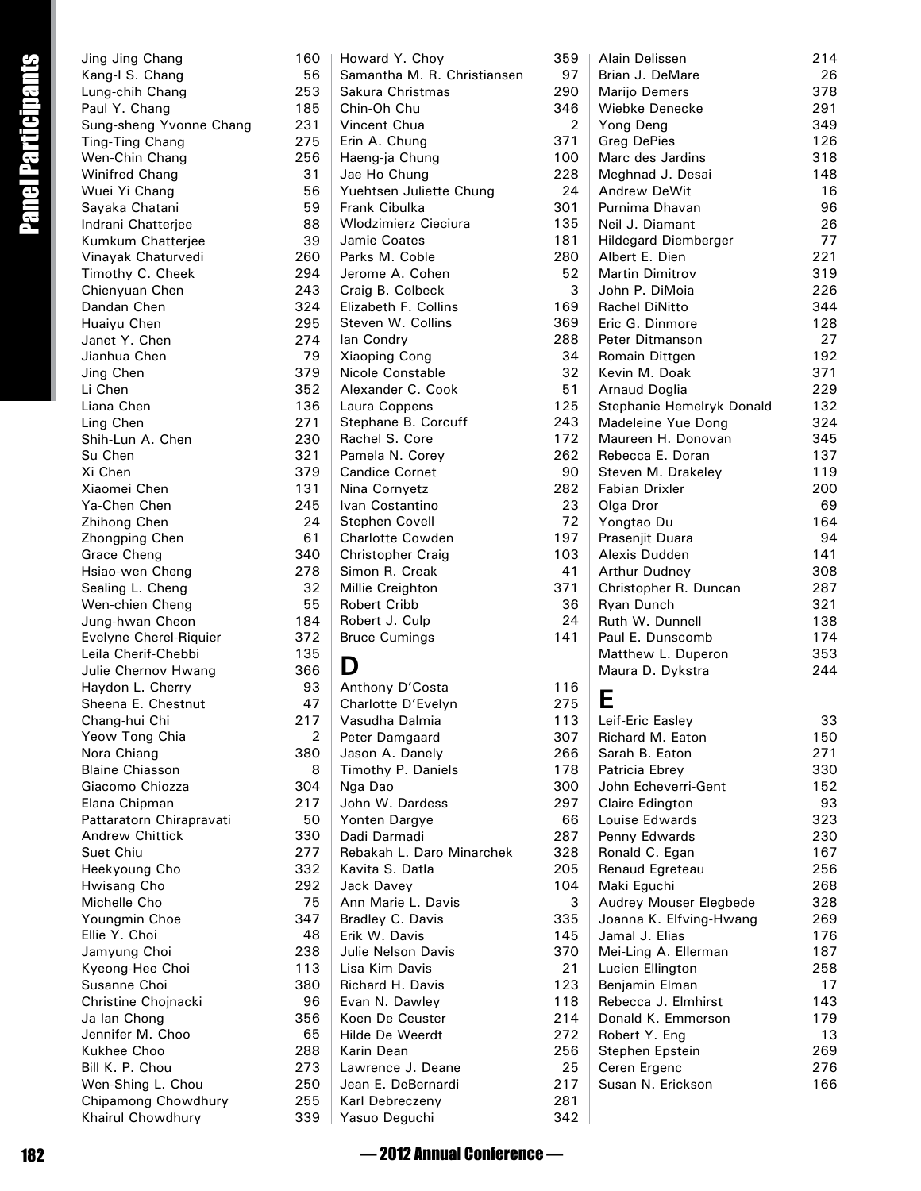Jing Jing Chang 160
Kang-I S. Chang 56
Lung-chih Chang 253
Paul Y. Chang 185
Sung-sheng Yvonne Chang 231
Ting-Ting Chang 275
Wen-Chin Chang 256
Winifred Chang 31
Wuei Yi Chang 56
Sayaka Chatani 59
Indrani Chatterjee 88
Kumkum Chatterjee 39
Vinayak Chaturvedi 260
Timothy C. Cheek 294
Chienyuan Chen 243
Dandan Chen 324
Huaiyu Chen 295
Janet Y. Chen 274
Jianhua Chen 79
Jing Chen 379
Li Chen 352
Liana Chen 136
Ling Chen 271
Shih-Lun A. Chen 230
Su Chen 321
Xi Chen 379
Xiaomei Chen 131
Ya-Chen Chen 245
Zhihong Chen 24
Zhongping Chen 61
Grace Cheng 340
Hsiao-wen Cheng 278
Sealing L. Cheng 32
Wen-chien Cheng 55
Jung-hwan Cheon 184
Evelyne Cherel-Riquier 372
Leila Cherif-Chebbi 135
Julie Chernov Hwang 366
Haydon L. Cherry 93
Sheena E. Chestnut 47
Chang-hui Chi 217
Yeow Tong Chia 2
Nora Chiang 380
Blaine Chiasson 8
Giacomo Chiozza 304
Elana Chipman 217
Pattaratorn Chirapravati 50
Andrew Chittick 330
Suet Chiu 277
Heekyoung Cho 332
Hwisang Cho 292
Michelle Cho 75
Youngmin Choe 347
Ellie Y. Choi 48
Jamyung Choi 238
Kyeong-Hee Choi 113
Susanne Choi 380
Christine Chojnacki 96
Ja Ian Chong 356
Jennifer M. Choo 65
Kukhee Choo 288
Bill K. P. Chou 273
Wen-Shing L. Chou 250
Chipamong Chowdhury 255
Khairul Chowdhury 339
Howard Y. Choy 359
Samantha M. R. Christiansen 97
Sakura Christmas 290
Chin-Oh Chu 346
Vincent Chua 2
Erin A. Chung 371
Haeng-ja Chung 100
Jae Ho Chung 228
Yuehtsen Juliette Chung 24
Frank Cibulka 301
Wlodzimierz Cieciura 135
Jamie Coates 181
Parks M. Coble 280
Jerome A. Cohen 52
Craig B. Colbeck 3
Elizabeth F. Collins 169
Steven W. Collins 369
Ian Condry 288
Xiaoping Cong 34
Nicole Constable 32
Alexander C. Cook 51
Laura Coppens 125
Stephane B. Corcuff 243
Rachel S. Core 172
Pamela N. Corey 262
Candice Cornet 90
Nina Cornyetz 282
Ivan Costantino 23
Stephen Covell 72
Charlotte Cowden 197
Christopher Craig 103
Simon R. Creak 41
Millie Creighton 371
Robert Cribb 36
Robert J. Culp 24
Bruce Cumings 141

## D

Anthony D'Costa 116
Charlotte D'Evelyn 275
Vasudha Dalmia 113
Peter Damgaard 307
Jason A. Danely 266
Timothy P. Daniels 178
Nga Dao 300
John W. Dardess 297
Yonten Dargye 66
Dadi Darmadi 287
Rebakah L. Daro Minarchek 328
Kavita S. Datla 205
Jack Davey 104
Ann Marie L. Davis 3
Bradley C. Davis 335
Erik W. Davis 145
Julie Nelson Davis 370
Lisa Kim Davis 21
Richard H. Davis 123
Evan N. Dawley 118
Koen De Ceuster 214
Hilde De Weerdt 272
Karin Dean 256
Lawrence J. Deane 25
Jean E. DeBernardi 217
Karl Debreczeny 281
Yasuo Deguchi 342
Alain Delissen 214
Brian J. DeMare 26
Marijo Demers 378
Wiebke Denecke 291
Yong Deng 349
Greg DePies 126
Marc des Jardins 318
Meghnad J. Desai 148
Andrew DeWit 16
Purnima Dhavan 96
Neil J. Diamant 26
Hildegard Diemberger 77
Albert E. Dien 221
Martin Dimitrov 319
John P. DiMoia 226
Rachel DiNitto 344
Eric G. Dinmore 128
Peter Ditmanson 27
Romain Dittgen 192
Kevin M. Doak 371
Arnaud Doglia 229
Stephanie Hemelryk Donald 132
Madeleine Yue Dong 324
Maureen H. Donovan 345
Rebecca E. Doran 137
Steven M. Drakeley 119
Fabian Drixler 200
Olga Dror 69
Yongtao Du 164
Prasenjit Duara 94
Alexis Dudden 141
Arthur Dudney 308
Christopher R. Duncan 287
Ryan Dunch 321
Ruth W. Dunnell 138
Paul E. Dunscomb 174
Matthew L. Duperon 353
Maura D. Dykstra 244

## E

Leif-Eric Easley 33
Richard M. Eaton 150
Sarah B. Eaton 271
Patricia Ebrey 330
John Echeverri-Gent 152
Claire Edington 93
Louise Edwards 323
Penny Edwards 230
Ronald C. Egan 167
Renaud Egreteau 256
Maki Eguchi 268
Audrey Mouser Elegbede 328
Joanna K. Elfving-Hwang 269
Jamal J. Elias 176
Mei-Ling A. Ellerman 187
Lucien Ellington 258
Benjamin Elman 17
Rebecca J. Elmhirst 143
Donald K. Emmerson 179
Robert Y. Eng 13
Stephen Epstein 269
Ceren Ergenc 276
Susan N. Erickson 166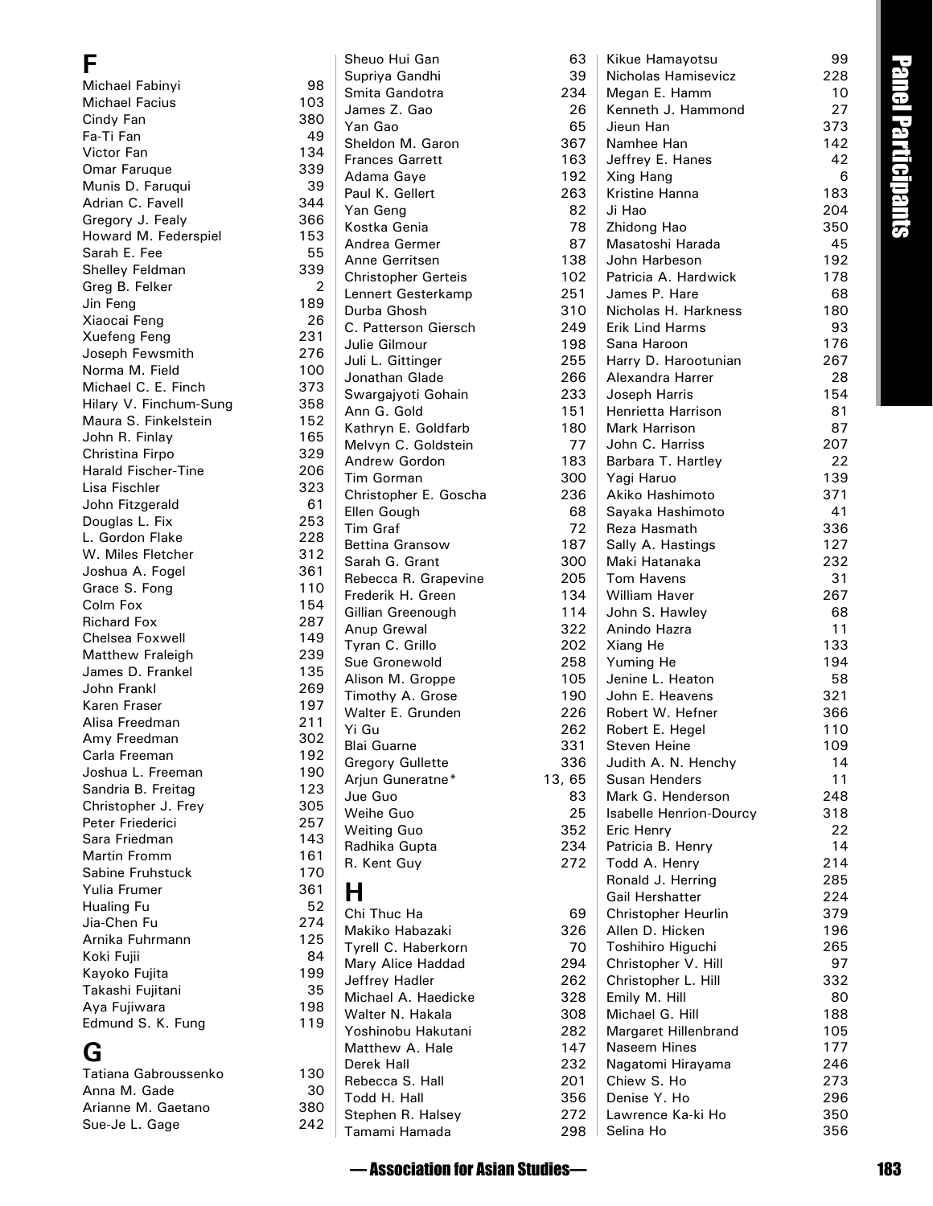## F

Michael Fabinyi 98
Michael Facius 103
Cindy Fan 380
Fa-Ti Fan 49
Victor Fan 134
Omar Faruque 339
Munis D. Faruqui 39
Adrian C. Favell 344
Gregory J. Fealy 366
Howard M. Federspiel 153
Sarah E. Fee 55
Shelley Feldman 339
Greg B. Felker 2
Jin Feng 189
Xiaocai Feng 26
Xuefeng Feng 231
Joseph Fewsmith 276
Norma M. Field 100
Michael C. E. Finch 373
Hilary V. Finchum-Sung 358
Maura S. Finkelstein 152
John R. Finlay 165
Christina Firpo 329
Harald Fischer-Tine 206
Lisa Fischler 323
John Fitzgerald 61
Douglas L. Fix 253
L. Gordon Flake 228
W. Miles Fletcher 312
Joshua A. Fogel 361
Grace S. Fong 110
Colm Fox 154
Richard Fox 287
Chelsea Foxwell 149
Matthew Fraleigh 239
James D. Frankel 135
John Frankl 269
Karen Fraser 197
Alisa Freedman 211
Amy Freedman 302
Carla Freeman 192
Joshua L. Freeman 190
Sandria B. Freitag 123
Christopher J. Frey 305
Peter Friederici 257
Sara Friedman 143
Martin Fromm 161
Sabine Fruhstuck 170
Yulia Frumer 361
Hualing Fu 52
Jia-Chen Fu 274
Arnika Fuhrmann 125
Koki Fujii 84
Kayoko Fujita 199
Takashi Fujitani 35
Aya Fujiwara 198
Edmund S. K. Fung 119

## G

Tatiana Gabroussenko 130
Anna M. Gade 30
Arianne M. Gaetano 380
Sue-Je L. Gage 242
Sheuo Hui Gan 63
Supriya Gandhi 39
Smita Gandotra 234
James Z. Gao 26
Yan Gao 65
Sheldon M. Garon 367
Frances Garrett 163
Adama Gaye 192
Paul K. Gellert 263
Yan Geng 82
Kostka Genia 78
Andrea Germer 87
Anne Gerritsen 138
Christopher Gerteis 102
Lennert Gesterkamp 251
Durba Ghosh 310
C. Patterson Giersch 249
Julie Gilmour 198
Juli L. Gittinger 255
Jonathan Glade 266
Swargajyoti Gohain 233
Ann G. Gold 151
Kathryn E. Goldfarb 180
Melvyn C. Goldstein 77
Andrew Gordon 183
Tim Gorman 300
Christopher E. Goscha 236
Ellen Gough 68
Tim Graf 72
Bettina Gransow 187
Sarah G. Grant 300
Rebecca R. Grapevine 205
Frederik H. Green 134
Gillian Greenough 114
Anup Grewal 322
Tyran C. Grillo 202
Sue Gronewold 258
Alison M. Groppe 105
Timothy A. Grose 190
Walter E. Grunden 226
Yi Gu 262
Blai Guarne 331
Gregory Gullette 336
Arjun Guneratne* 13, 65
Jue Guo 83
Weihe Guo 25
Weiting Guo 352
Radhika Gupta 234
R. Kent Guy 272

## H

Chi Thuc Ha 69
Makiko Habazaki 326
Tyrell C. Haberkorn 70
Mary Alice Haddad 294
Jeffrey Hadler 262
Michael A. Haedicke 328
Walter N. Hakala 308
Yoshinobu Hakutani 282
Matthew A. Hale 147
Derek Hall 232
Rebecca S. Hall 201
Todd H. Hall 356
Stephen R. Halsey 272
Tamami Hamada 298
Kikue Hamayotsu 99
Nicholas Hamisevicz 228
Megan E. Hamm 10
Kenneth J. Hammond 27
Jieun Han 373
Namhee Han 142
Jeffrey E. Hanes 42
Xing Hang 6
Kristine Hanna 183
Ji Hao 204
Zhidong Hao 350
Masatoshi Harada 45
John Harbeson 192
Patricia A. Hardwick 178
James P. Hare 68
Nicholas H. Harkness 180
Erik Lind Harms 93
Sana Haroon 176
Harry D. Harootunian 267
Alexandra Harrer 28
Joseph Harris 154
Henrietta Harrison 81
Mark Harrison 87
John C. Harriss 207
Barbara T. Hartley 22
Yagi Haruo 139
Akiko Hashimoto 371
Sayaka Hashimoto 41
Reza Hasmath 336
Sally A. Hastings 127
Maki Hatanaka 232
Tom Havens 31
William Haver 267
John S. Hawley 68
Anindo Hazra 11
Xiang He 133
Yuming He 194
Jenine L. Heaton 58
John E. Heavens 321
Robert W. Hefner 366
Robert E. Hegel 110
Steven Heine 109
Judith A. N. Henchy 14
Susan Henders 11
Mark G. Henderson 248
Isabelle Henrion-Dourcy 318
Eric Henry 22
Patricia B. Henry 14
Todd A. Henry 214
Ronald J. Herring 285
Gail Hershatter 224
Christopher Heurlin 379
Allen D. Hicken 196
Toshihiro Higuchi 265
Christopher V. Hill 97
Christopher L. Hill 332
Emily M. Hill 80
Michael G. Hill 188
Margaret Hillenbrand 105
Naseem Hines 177
Nagatomi Hirayama 246
Chiew S. Ho 273
Denise Y. Ho 296
Lawrence Ka-ki Ho 350
Selina Ho 356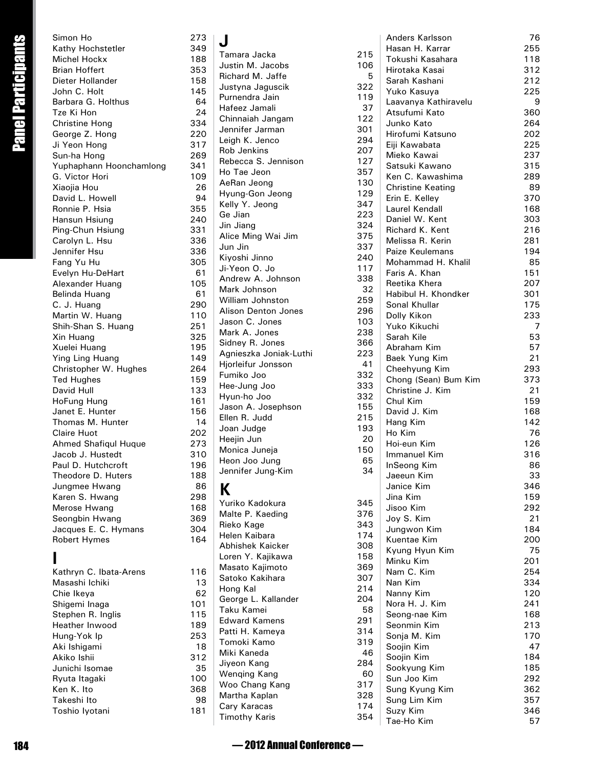Simon Ho 273
Kathy Hochstetler 349
Michel Hockx 188
Brian Hoffert 353
Dieter Hollander 158
John C. Holt 145
Barbara G. Holthus 64
Tze Ki Hon 24
Christine Hong 334
George Z. Hong 220
Ji Yeon Hong 317
Sun-ha Hong 269
Yuphaphann Hoonchamlong 341
G. Victor Hori 109
Xiaojia Hou 26
David L. Howell 94
Ronnie P. Hsia 355
Hansun Hsiung 240
Ping-Chun Hsiung 331
Carolyn L. Hsu 336
Jennifer Hsu 336
Fang Yu Hu 305
Evelyn Hu-DeHart 61
Alexander Huang 105
Belinda Huang 61
C. J. Huang 290
Martin W. Huang 110
Shih-Shan S. Huang 251
Xin Huang 325
Xuelei Huang 195
Ying Ling Huang 149
Christopher W. Hughes 264
Ted Hughes 159
David Hull 133
HoFung Hung 161
Janet E. Hunter 156
Thomas M. Hunter 14
Claire Huot 202
Ahmed Shafiqul Huque 273
Jacob J. Hustedt 310
Paul D. Hutchcroft 196
Theodore D. Huters 188
Jungmee Hwang 86
Karen S. Hwang 298
Merose Hwang 168
Seongbin Hwang 369
Jacques E. C. Hymans 304
Robert Hymes 164

## I

Kathryn C. Ibata-Arens 116
Masashi Ichiki 13
Chie Ikeya 62
Shigemi Inaga 101
Stephen R. Inglis 115
Heather Inwood 189
Hung-Yok Ip 253
Aki Ishigami 18
Akiko Ishii 312
Junichi Isomae 35
Ryuta Itagaki 100
Ken K. Ito 368
Takeshi Ito 98
Toshio Iyotani 181

## J

Tamara Jacka 215
Justin M. Jacobs 106
Richard M. Jaffe 5
Justyna Jaguscik 322
Purnendra Jain 119
Hafeez Jamali 37
Chinnaiah Jangam 122
Jennifer Jarman 301
Leigh K. Jenco 294
Rob Jenkins 207
Rebecca S. Jennison 127
Ho Tae Jeon 357
AeRan Jeong 130
Hyung-Gon Jeong 129
Kelly Y. Jeong 347
Ge Jian 223
Jin Jiang 324
Alice Ming Wai Jim 375
Jun Jin 337
Kiyoshi Jinno 240
Ji-Yeon O. Jo 117
Andrew A. Johnson 338
Mark Johnson 32
William Johnston 259
Alison Denton Jones 296
Jason C. Jones 103
Mark A. Jones 238
Sidney R. Jones 366
Agnieszka Joniak-Luthi 223
Hjorleifur Jonsson 41
Fumiko Joo 332
Hee-Jung Joo 333
Hyun-ho Joo 332
Jason A. Josephson 155
Ellen R. Judd 215
Joan Judge 193
Heejin Jun 20
Monica Juneja 150
Heon Joo Jung 65
Jennifer Jung-Kim 34

## K

Yuriko Kadokura 345
Malte P. Kaeding 376
Rieko Kage 343
Helen Kaibara 174
Abhishek Kaicker 308
Loren Y. Kajikawa 158
Masato Kajimoto 369
Satoko Kakihara 307
Hong Kal 214
George L. Kallander 204
Taku Kamei 58
Edward Kamens 291
Patti H. Kameya 314
Tomoki Kamo 319
Miki Kaneda 46
Jiyeon Kang 284
Wenqing Kang 60
Woo Chang Kang 317
Martha Kaplan 328
Cary Karacas 174
Timothy Karis 354
Anders Karlsson 76
Hasan H. Karrar 255
Tokushi Kasahara 118
Hirotaka Kasai 312
Sarah Kashani 212
Yuko Kasuya 225
Laavanya Kathiravelu 9
Atsufumi Kato 360
Junko Kato 264
Hirofumi Katsuno 202
Eiji Kawabata 225
Mieko Kawai 237
Satsuki Kawano 315
Ken C. Kawashima 289
Christine Keating 89
Erin E. Kelley 370
Laurel Kendall 168
Daniel W. Kent 303
Richard K. Kent 216
Melissa R. Kerin 281
Paize Keulemans 194
Mohammad H. Khalil 85
Faris A. Khan 151
Reetika Khera 207
Habibul H. Khondker 301
Sonal Khullar 175
Dolly Kikon 233
Yuko Kikuchi 7
Sarah Kile 53
Abraham Kim 57
Baek Yung Kim 21
Cheehyung Kim 293
Chong (Sean) Bum Kim 373
Christine J. Kim 21
Chul Kim 159
David J. Kim 168
Hang Kim 142
Ho Kim 76
Hoi-eun Kim 126
Immanuel Kim 316
InSeong Kim 86
Jaeeun Kim 33
Janice Kim 346
Jina Kim 159
Jisoo Kim 292
Joy S. Kim 21
Jungwon Kim 184
Kuentae Kim 200
Kyung Hyun Kim 75
Minku Kim 201
Nam C. Kim 254
Nan Kim 334
Nanny Kim 120
Nora H. J. Kim 241
Seong-nae Kim 168
Seonmin Kim 213
Sonja M. Kim 170
Soojin Kim 47
Soojin Kim 184
Sookyung Kim 185
Sun Joo Kim 292
Sung Kyung Kim 362
Sung Lim Kim 357
Suzy Kim 346
Tae-Ho Kim 57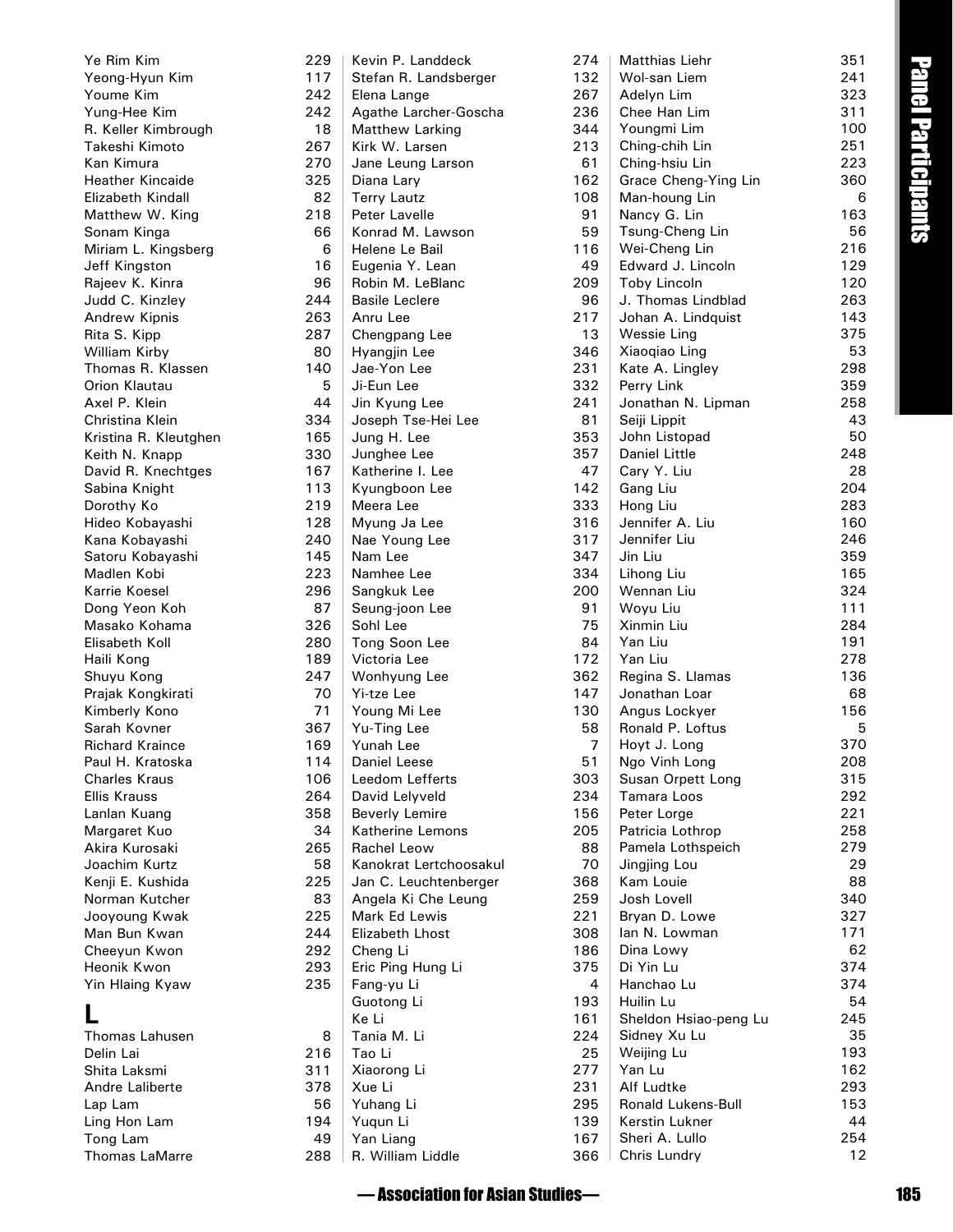Ye Rim Kim 229
Yeong-Hyun Kim 117
Youme Kim 242
Yung-Hee Kim 242
R. Keller Kimbrough 18
Takeshi Kimoto 267
Kan Kimura 270
Heather Kincaide 325
Elizabeth Kindall 82
Matthew W. King 218
Sonam Kinga 66
Miriam L. Kingsberg 6
Jeff Kingston 16
Rajeev K. Kinra 96
Judd C. Kinzley 244
Andrew Kipnis 263
Rita S. Kipp 287
William Kirby 80
Thomas R. Klassen 140
Orion Klautau 5
Axel P. Klein 44
Christina Klein 334
Kristina R. Kleutghen 165
Keith N. Knapp 330
David R. Knechtges 167
Sabina Knight 113
Dorothy Ko 219
Hideo Kobayashi 128
Kana Kobayashi 240
Satoru Kobayashi 145
Madlen Kobi 223
Karrie Koesel 296
Dong Yeon Koh 87
Masako Kohama 326
Elisabeth Koll 280
Haili Kong 189
Shuyu Kong 247
Prajak Kongkirati 70
Kimberly Kono 71
Sarah Kovner 367
Richard Krainc­e 169
Paul H. Kratoska 114
Charles Kraus 106
Ellis Krauss 264
Lanlan Kuang 358
Margaret Kuo 34
Akira Kurosaki 265
Joachim Kurtz 58
Kenji E. Kushida 225
Norman Kutcher 83
Jooyoung Kwak 225
Man Bun Kwan 244
Cheeyun Kwon 292
Heonik Kwon 293
Yin Hlaing Kyaw 235

## L

Thomas Lahusen 8
Delin Lai 216
Shita Laksmi 311
Andre Laliberte 378
Lap Lam 56
Ling Hon Lam 194
Tong Lam 49
Thomas LaMarre 288
Kevin P. Landdeck 274
Stefan R. Landsberger 132
Elena Lange 267
Agathe Larcher-Goscha 236
Matthew Larking 344
Kirk W. Larsen 213
Jane Leung Larson 61
Diana Lary 162
Terry Lautz 108
Peter Lavelle 91
Konrad M. Lawson 59
Helene Le Bail 116
Eugenia Y. Lean 49
Robin M. LeBlanc 209
Basile Leclere 96
Anru Lee 217
Chengpang Lee 13
Hyangjin Lee 346
Jae-Yon Lee 231
Ji-Eun Lee 332
Jin Kyung Lee 241
Joseph Tse-Hei Lee 81
Jung H. Lee 353
Junghee Lee 357
Katherine I. Lee 47
Kyungboon Lee 142
Meera Lee 333
Myung Ja Lee 316
Nae Young Lee 317
Nam Lee 347
Namhee Lee 334
Sangkuk Lee 200
Seung-joon Lee 91
Sohl Lee 75
Tong Soon Lee 84
Victoria Lee 172
Wonhyung Lee 362
Yi-tze Lee 147
Young Mi Lee 130
Yu-Ting Lee 58
Yunah Lee 7
Daniel Leese 51
Leedom Lefferts 303
David Lelyveld 234
Beverly Lemire 156
Katherine Lemons 205
Rachel Leow 88
Kanokrat Lertchoosakul 70
Jan C. Leuchtenberger 368
Angela Ki Che Leung 259
Mark Ed Lewis 221
Elizabeth Lhost 308
Cheng Li 186
Eric Ping Hung Li 375
Fang-yu Li 4
Guotong Li 193
Ke Li 161
Tania M. Li 224
Tao Li 25
Xiaorong Li 277
Xue Li 231
Yuhang Li 295
Yuqun Li 139
Yan Liang 167
R. William Liddle 366
Matthias Liehr 351
Wol-san Liem 241
Adelyn Lim 323
Chee Han Lim 311
Youngmi Lim 100
Ching-chih Lin 251
Ching-hsiu Lin 223
Grace Cheng-Ying Lin 360
Man-houng Lin 6
Nancy G. Lin 163
Tsung-Cheng Lin 56
Wei-Cheng Lin 216
Edward J. Lincoln 129
Toby Lincoln 120
J. Thomas Lindblad 263
Johan A. Lindquist 143
Wessie Ling 375
Xiaoqiao Ling 53
Kate A. Lingley 298
Perry Link 359
Jonathan N. Lipman 258
Seiji Lippit 43
John Listopad 50
Daniel Little 248
Cary Y. Liu 28
Gang Liu 204
Hong Liu 283
Jennifer A. Liu 160
Jennifer Liu 246
Jin Liu 359
Lihong Liu 165
Wennan Liu 324
Woyu Liu 111
Xinmin Liu 284
Yan Liu 191
Yan Liu 278
Regina S. Llamas 136
Jonathan Loar 68
Angus Lockyer 156
Ronald P. Loftus 5
Hoyt J. Long 370
Ngo Vinh Long 208
Susan Orpett Long 315
Tamara Loos 292
Peter Lorge 221
Patricia Lothrop 258
Pamela Lothspeich 279
Jingjing Lou 29
Kam Louie 88
Josh Lovell 340
Bryan D. Lowe 327
Ian N. Lowman 171
Dina Lowy 62
Di Yin Lu 374
Hanchao Lu 374
Huilin Lu 54
Sheldon Hsiao-peng Lu 245
Sidney Xu Lu 35
Weijing Lu 193
Yan Lu 162
Alf Ludtke 293
Ronald Lukens-Bull 153
Kerstin Lukner 44
Sheri A. Lullo 254
Chris Lundry 12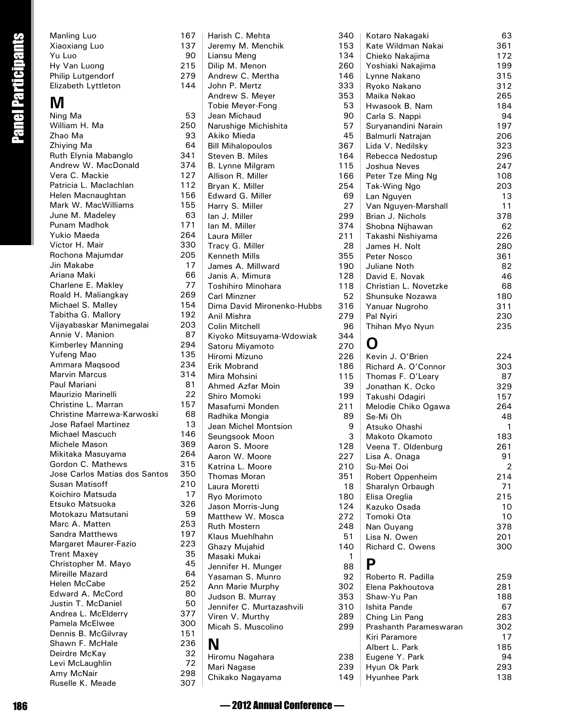Manling Luo 167
Xiaoxiang Luo 137
Yu Luo 90
Hy Van Luong 215
Philip Lutgendorf 279
Elizabeth Lyttleton 144

## M

Ning Ma 53
William H. Ma 250
Zhao Ma 93
Zhiying Ma 64
Ruth Elynia Mabanglo 341
Andrew W. MacDonald 374
Vera C. Mackie 127
Patricia L. Maclachlan 112
Helen Macnaughtan 156
Mark W. MacWilliams 155
June M. Madeley 63
Punam Madhok 171
Yukio Maeda 264
Victor H. Mair 330
Rochona Majumdar 205
Jin Makabe 17
Ariana Maki 66
Charlene E. Makley 77
Roald H. Maliangkay 269
Michael S. Malley 154
Tabitha G. Mallory 192
Vijayabaskar Manimegalai 203
Annie V. Manion 87
Kimberley Manning 294
Yufeng Mao 135
Ammara Maqsood 234
Marvin Marcus 314
Paul Mariani 81
Maurizio Marinelli 22
Christine L. Marran 157
Christine Marrewa-Karwoski 68
Jose Rafael Martinez 13
Michael Mascuch 146
Michele Mason 369
Mikitaka Masuyama 264
Gordon C. Mathews 315
Jose Carlos Matias dos Santos 350
Susan Matisoff 210
Koichiro Matsuda 17
Etsuko Matsuoka 326
Motokazu Matsutani 59
Marc A. Matten 253
Sandra Matthews 197
Margaret Maurer-Fazio 223
Trent Maxey 35
Christopher M. Mayo 45
Mireille Mazard 64
Helen McCabe 252
Edward A. McCord 80
Justin T. McDaniel 50
Andrea L. McElderry 377
Pamela McElwee 300
Dennis B. McGilvray 151
Shawn F. McHale 236
Deirdre McKay 32
Levi McLaughlin 72
Amy McNair 298
Ruselle K. Meade 307
Harish C. Mehta 340
Jeremy M. Menchik 153
Liansu Meng 134
Dilip M. Menon 260
Andrew C. Mertha 146
John P. Mertz 333
Andrew S. Meyer 353
Tobie Meyer-Fong 53
Jean Michaud 90
Narushige Michishita 57
Akiko Mieda 45
Bill Mihalopoulos 367
Steven B. Miles 164
B. Lynne Milgram 115
Allison R. Miller 166
Bryan K. Miller 254
Edward G. Miller 69
Harry S. Miller 27
Ian J. Miller 299
Ian M. Miller 374
Laura Miller 211
Tracy G. Miller 28
Kenneth Mills 355
James A. Millward 190
Janis A. Mimura 128
Toshihiro Minohara 118
Carl Minzner 52
Dima David Mironenko-Hubbs 316
Anil Mishra 279
Colin Mitchell 96
Kiyoko Mitsuyama-Wdowiak 344
Satoru Miyamoto 270
Hiromi Mizuno 226
Erik Mobrand 186
Mira Mohsini 115
Ahmed Azfar Moin 39
Shiro Momoki 199
Masafumi Monden 211
Radhika Mongia 89
Jean Michel Montsion 9
Seungsook Moon 3
Aaron S. Moore 128
Aaron W. Moore 227
Katrina L. Moore 210
Thomas Moran 351
Laura Moretti 18
Ryo Morimoto 180
Jason Morris-Jung 124
Matthew W. Mosca 272
Ruth Mostern 248
Klaus Muehlhahn 51
Ghazy Mujahid 140
Masaki Mukai 1
Jennifer H. Munger 88
Yasaman S. Munro 92
Ann Marie Murphy 302
Judson B. Murray 353
Jennifer C. Murtazashvili 310
Viren V. Murthy 289
Micah S. Muscolino 299

## N

Hiromu Nagahara 238
Mari Nagase 239
Chikako Nagayama 149
Kotaro Nakagaki 63
Kate Wildman Nakai 361
Chieko Nakajima 172
Yoshiaki Nakajima 199
Lynne Nakano 315
Ryoko Nakano 312
Maika Nakao 265
Hwasook B. Nam 184
Carla S. Nappi 94
Suryanandini Narain 197
Balmurli Natrajan 206
Lida V. Nedilsky 323
Rebecca Nedostup 296
Joshua Neves 247
Peter Tze Ming Ng 108
Tak-Wing Ngo 203
Lan Nguyen 13
Van Nguyen-Marshall 11
Brian J. Nichols 378
Shobna Nijhawan 62
Takashi Nishiyama 226
James H. Nolt 280
Peter Nosco 361
Juliane Noth 82
David E. Novak 46
Christian L. Novetzke 68
Shunsuke Nozawa 180
Yanuar Nugroho 311
Pal Nyiri 230
Thihan Myo Nyun 235

## O

Kevin J. O'Brien 224
Richard A. O'Connor 303
Thomas F. O'Leary 87
Jonathan K. Ocko 329
Takushi Odagiri 157
Melodie Chiko Ogawa 264
Se-Mi Oh 48
Atsuko Ohashi 1
Makoto Okamoto 183
Veena T. Oldenburg 261
Lisa A. Onaga 91
Su-Mei Ooi 2
Robert Oppenheim 214
Sharalyn Orbaugh 71
Elisa Oreglia 215
Kazuko Osada 10
Tomoki Ota 10
Nan Ouyang 378
Lisa N. Owen 201
Richard C. Owens 300

## P

Roberto R. Padilla 259
Elena Pakhoutova 281
Shaw-Yu Pan 188
Ishita Pande 67
Ching Lin Pang 283
Prashanth Parameswaran 302
Kiri Paramore 17
Albert L. Park 185
Eugene Y. Park 94
Hyun Ok Park 293
Hyunhee Park 138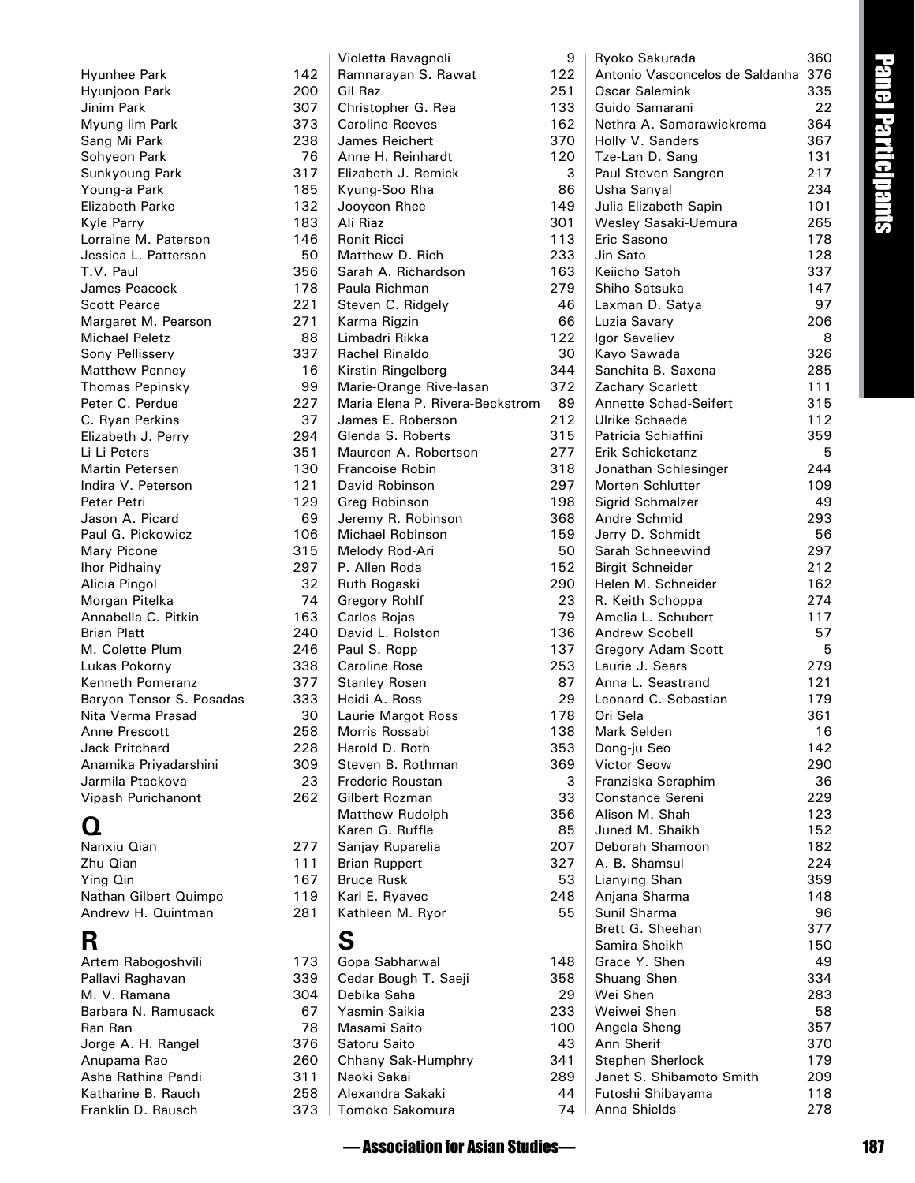Hyunhee Park 142
Hyunjoon Park 200
Jinim Park 307
Myung-lim Park 373
Sang Mi Park 238
Sohyeon Park 76
Sunkyoung Park 317
Young-a Park 185
Elizabeth Parke 132
Kyle Parry 183
Lorraine M. Paterson 146
Jessica L. Patterson 50
T.V. Paul 356
James Peacock 178
Scott Pearce 221
Margaret M. Pearson 271
Michael Peletz 88
Sony Pellissery 337
Matthew Penney 16
Thomas Pepinsky 99
Peter C. Perdue 227
C. Ryan Perkins 37
Elizabeth J. Perry 294
Li Li Peters 351
Martin Petersen 130
Indira V. Peterson 121
Peter Petri 129
Jason A. Picard 69
Paul G. Pickowicz 106
Mary Picone 315
Ihor Pidhainy 297
Alicia Pingol 32
Morgan Pitelka 74
Annabella C. Pitkin 163
Brian Platt 240
M. Colette Plum 246
Lukas Pokorny 338
Kenneth Pomeranz 377
Baryon Tensor S. Posadas 333
Nita Verma Prasad 30
Anne Prescott 258
Jack Pritchard 228
Anamika Priyadarshini 309
Jarmila Ptackova 23
Vipash Purichanont 262

## Q

Nanxiu Qian 277
Zhu Qian 111
Ying Qin 167
Nathan Gilbert Quimpo 119
Andrew H. Quintman 281

## R

Artem Rabogoshvili 173
Pallavi Raghavan 339
M. V. Ramana 304
Barbara N. Ramusack 67
Ran Ran 78
Jorge A. H. Rangel 376
Anupama Rao 260
Asha Rathina Pandi 311
Katharine B. Rauch 258
Franklin D. Rausch 373
Violetta Ravagnoli 9
Ramnarayan S. Rawat 122
Gil Raz 251
Christopher G. Rea 133
Caroline Reeves 162
James Reichert 370
Anne H. Reinhardt 120
Elizabeth J. Remick 3
Kyung-Soo Rha 86
Jooyeon Rhee 149
Ali Riaz 301
Ronit Ricci 113
Matthew D. Rich 233
Sarah A. Richardson 163
Paula Richman 279
Steven C. Ridgely 46
Karma Rigzin 66
Limbadri Rikka 122
Rachel Rinaldo 30
Kirstin Ringelberg 344
Marie-Orange Rive-lasan 372
Maria Elena P. Rivera-Beckstrom 89
James E. Roberson 212
Glenda S. Roberts 315
Maureen A. Robertson 277
Francoise Robin 318
David Robinson 297
Greg Robinson 198
Jeremy R. Robinson 368
Michael Robinson 159
Melody Rod-Ari 50
P. Allen Roda 152
Ruth Rogaski 290
Gregory Rohlf 23
Carlos Rojas 79
David L. Rolston 136
Paul S. Ropp 137
Caroline Rose 253
Stanley Rosen 87
Heidi A. Ross 29
Laurie Margot Ross 178
Morris Rossabi 138
Harold D. Roth 353
Steven B. Rothman 369
Frederic Roustan 3
Gilbert Rozman 33
Matthew Rudolph 356
Karen G. Ruffle 85
Sanjay Ruparelia 207
Brian Ruppert 327
Bruce Rusk 53
Karl E. Ryavec 248
Kathleen M. Ryor 55

## S

Gopa Sabharwal 148
Cedar Bough T. Saeji 358
Debika Saha 29
Yasmin Saikia 233
Masami Saito 100
Satoru Saito 43
Chhany Sak-Humphry 341
Naoki Sakai 289
Alexandra Sakaki 44
Tomoko Sakomura 74
Ryoko Sakurada 360
Antonio Vasconcelos de Saldanha 376
Oscar Salemink 335
Guido Samarani 22
Nethra A. Samarawickrema 364
Holly V. Sanders 367
Tze-Lan D. Sang 131
Paul Steven Sangren 217
Usha Sanyal 234
Julia Elizabeth Sapin 101
Wesley Sasaki-Uemura 265
Eric Sasono 178
Jin Sato 128
Keiicho Satoh 337
Shiho Satsuka 147
Laxman D. Satya 97
Luzia Savary 206
Igor Saveliev 8
Kayo Sawada 326
Sanchita B. Saxena 285
Zachary Scarlett 111
Annette Schad-Seifert 315
Ulrike Schaede 112
Patricia Schiaffini 359
Erik Schicketanz 5
Jonathan Schlesinger 244
Morten Schlutter 109
Sigrid Schmalzer 49
Andre Schmid 293
Jerry D. Schmidt 56
Sarah Schneewind 297
Birgit Schneider 212
Helen M. Schneider 162
R. Keith Schoppa 274
Amelia L. Schubert 117
Andrew Scobell 57
Gregory Adam Scott 5
Laurie J. Sears 279
Anna L. Seastrand 121
Leonard C. Sebastian 179
Ori Sela 361
Mark Selden 16
Dong-ju Seo 142
Victor Seow 290
Franziska Seraphim 36
Constance Sereni 229
Alison M. Shah 123
Juned M. Shaikh 152
Deborah Shamoon 182
A. B. Shamsul 224
Lianying Shan 359
Anjana Sharma 148
Sunil Sharma 96
Brett G. Sheehan 377
Samira Sheikh 150
Grace Y. Shen 49
Shuang Shen 334
Wei Shen 283
Weiwei Shen 58
Angela Sheng 357
Ann Sherif 370
Stephen Sherlock 179
Janet S. Shibamoto Smith 209
Futoshi Shibayama 118
Anna Shields 278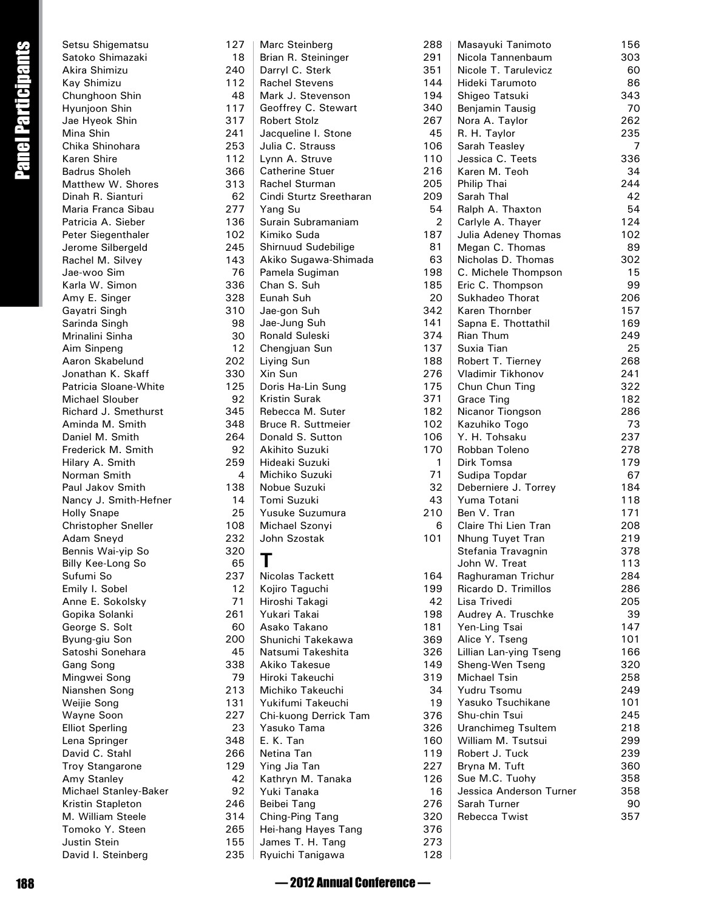Setsu Shigematsu 127
Satoko Shimazaki 18
Akira Shimizu 240
Kay Shimizu 112
Chunghoon Shin 48
Hyunjoon Shin 117
Jae Hyeok Shin 317
Mina Shin 241
Chika Shinohara 253
Karen Shire 112
Badrus Sholeh 366
Matthew W. Shores 313
Dinah R. Sianturi 62
Maria Franca Sibau 277
Patricia A. Sieber 136
Peter Siegenthaler 102
Jerome Silbergeld 245
Rachel M. Silvey 143
Jae-woo Sim 76
Karla W. Simon 336
Amy E. Singer 328
Gayatri Singh 310
Sarinda Singh 98
Mrinalini Sinha 30
Aim Sinpeng 12
Aaron Skabelund 202
Jonathan K. Skaff 330
Patricia Sloane-White 125
Michael Slouber 92
Richard J. Smethurst 345
Aminda M. Smith 348
Daniel M. Smith 264
Frederick M. Smith 92
Hilary A. Smith 259
Norman Smith 4
Paul Jakov Smith 138
Nancy J. Smith-Hefner 14
Holly Snape 25
Christopher Sneller 108
Adam Sneyd 232
Bennis Wai-yip So 320
Billy Kee-Long So 65
Sufumi So 237
Emily I. Sobel 12
Anne E. Sokolsky 71
Gopika Solanki 261
George S. Solt 60
Byung-giu Son 200
Satoshi Sonehara 45
Gang Song 338
Mingwei Song 79
Nianshen Song 213
Weijie Song 131
Wayne Soon 227
Elliot Sperling 23
Lena Springer 348
David C. Stahl 266
Troy Stangarone 129
Amy Stanley 42
Michael Stanley-Baker 92
Kristin Stapleton 246
M. William Steele 314
Tomoko Y. Steen 265
Justin Stein 155
David I. Steinberg 235
Marc Steinberg 288
Brian R. Steininger 291
Darryl C. Sterk 351
Rachel Stevens 144
Mark J. Stevenson 194
Geoffrey C. Stewart 340
Robert Stolz 267
Jacqueline I. Stone 45
Julia C. Strauss 106
Lynn A. Struve 110
Catherine Stuer 216
Rachel Sturman 205
Cindi Sturtz Sreetharan 209
Yang Su 54
Surain Subramaniam 2
Kimiko Suda 187
Shirnuud Sudebilige 81
Akiko Sugawa-Shimada 63
Pamela Sugiman 198
Chan S. Suh 185
Eunah Suh 20
Jae-gon Suh 342
Jae-Jung Suh 141
Ronald Suleski 374
Chengjuan Sun 137
Liying Sun 188
Xin Sun 276
Doris Ha-Lin Sung 175
Kristin Surak 371
Rebecca M. Suter 182
Bruce R. Suttmeier 102
Donald S. Sutton 106
Akihito Suzuki 170
Hideaki Suzuki 1
Michiko Suzuki 71
Nobue Suzuki 32
Tomi Suzuki 43
Yusuke Suzumura 210
Michael Szonyi 6
John Szostak 101

# T

Nicolas Tackett 164
Kojiro Taguchi 199
Hiroshi Takagi 42
Yukari Takai 198
Asako Takano 181
Shunichi Takekawa 369
Natsumi Takeshita 326
Akiko Takesue 149
Hiroki Takeuchi 319
Michiko Takeuchi 34
Yukifumi Takeuchi 19
Chi-kuong Derrick Tam 376
Yasuko Tama 326
E. K. Tan 160
Netina Tan 119
Ying Jia Tan 227
Kathryn M. Tanaka 126
Yuki Tanaka 16
Beibei Tang 276
Ching-Ping Tang 320
Hei-hang Hayes Tang 376
James T. H. Tang 273
Ryuichi Tanigawa 128
Masayuki Tanimoto 156
Nicola Tannenbaum 303
Nicole T. Tarulevicz 60
Hideki Tarumoto 86
Shigeo Tatsuki 343
Benjamin Tausig 70
Nora A. Taylor 262
R. H. Taylor 235
Sarah Teasley 7
Jessica C. Teets 336
Karen M. Teoh 34
Philip Thai 244
Sarah Thal 42
Ralph A. Thaxton 54
Carlyle A. Thayer 124
Julia Adeney Thomas 102
Megan C. Thomas 89
Nicholas D. Thomas 302
C. Michele Thompson 15
Eric C. Thompson 99
Sukhadeo Thorat 206
Karen Thornber 157
Sapna E. Thottathil 169
Rian Thum 249
Suxia Tian 25
Robert T. Tierney 268
Vladimir Tikhonov 241
Chun Chun Ting 322
Grace Ting 182
Nicanor Tiongson 286
Kazuhiko Togo 73
Y. H. Tohsaku 237
Robban Toleno 278
Dirk Tomsa 179
Sudipa Topdar 67
Deberniere J. Torrey 184
Yuma Totani 118
Ben V. Tran 171
Claire Thi Lien Tran 208
Nhung Tuyet Tran 219
Stefania Travagnin 378
John W. Treat 113
Raghuraman Trichur 284
Ricardo D. Trimillos 286
Lisa Trivedi 205
Audrey A. Truschke 39
Yen-Ling Tsai 147
Alice Y. Tseng 101
Lillian Lan-ying Tseng 166
Sheng-Wen Tseng 320
Michael Tsin 258
Yudru Tsomu 249
Yasuko Tsuchikane 101
Shu-chin Tsui 245
Uranchimeg Tsultem 218
William M. Tsutsui 299
Robert J. Tuck 239
Bryna M. Tuft 360
Sue M.C. Tuohy 358
Jessica Anderson Turner 358
Sarah Turner 90
Rebecca Twist 357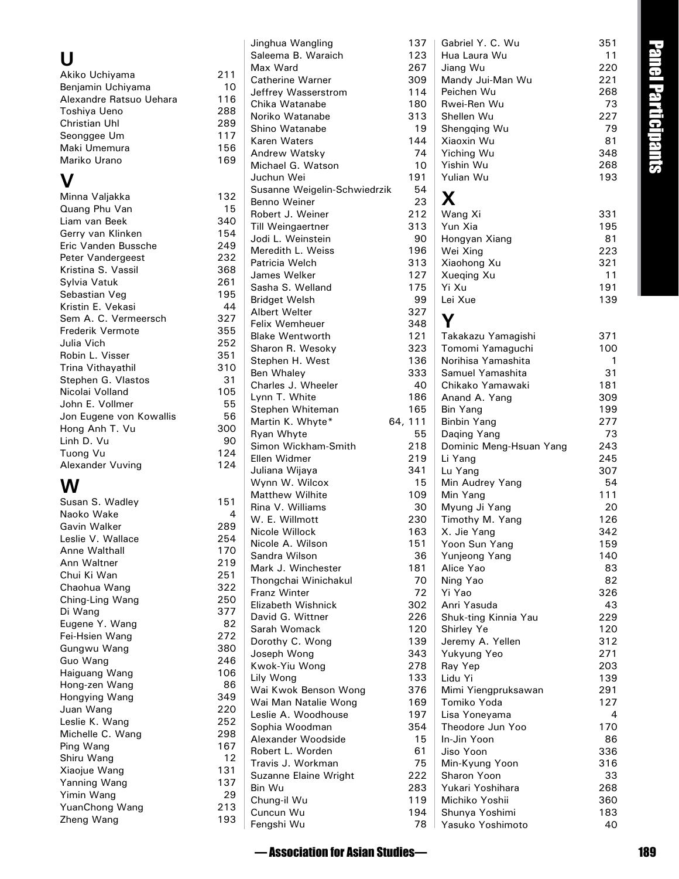## U

Akiko Uchiyama 211
Benjamin Uchiyama 10
Alexandre Ratsuo Uehara 116
Toshiya Ueno 288
Christian Uhl 289
Seonggee Um 117
Maki Umemura 156
Mariko Urano 169

## V

Minna Valjakka 132
Quang Phu Van 15
Liam van Beek 340
Gerry van Klinken 154
Eric Vanden Bussche 249
Peter Vandergeest 232
Kristina S. Vassil 368
Sylvia Vatuk 261
Sebastian Veg 195
Kristin E. Vekasi 44
Sem A. C. Vermeersch 327
Frederik Vermote 355
Julia Vich 252
Robin L. Visser 351
Trina Vithayathil 310
Stephen G. Vlastos 31
Nicolai Volland 105
John E. Vollmer 55
Jon Eugene von Kowallis 56
Hong Anh T. Vu 300
Linh D. Vu 90
Tuong Vu 124
Alexander Vuving 124

## W

Susan S. Wadley 151
Naoko Wake 4
Gavin Walker 289
Leslie V. Wallace 254
Anne Walthall 170
Ann Waltner 219
Chui Ki Wan 251
Chaohua Wang 322
Ching-Ling Wang 250
Di Wang 377
Eugene Y. Wang 82
Fei-Hsien Wang 272
Gungwu Wang 380
Guo Wang 246
Haiguang Wang 106
Hong-zen Wang 86
Hongying Wang 349
Juan Wang 220
Leslie K. Wang 252
Michelle C. Wang 298
Ping Wang 167
Shiru Wang 12
Xiaojue Wang 131
Yanning Wang 137
Yimin Wang 29
YuanChong Wang 213
Zheng Wang 193
Jinghua Wangling 137
Saleema B. Waraich 123
Max Ward 267
Catherine Warner 309
Jeffrey Wasserstrom 114
Chika Watanabe 180
Noriko Watanabe 313
Shino Watanabe 19
Karen Waters 144
Andrew Watsky 74
Michael G. Watson 10
Juchun Wei 191
Susanne Weigelin-Schwiedrzik 54
Benno Weiner 23
Robert J. Weiner 212
Till Weingaertner 313
Jodi L. Weinstein 90
Meredith L. Weiss 196
Patricia Welch 313
James Welker 127
Sasha S. Welland 175
Bridget Welsh 99
Albert Welter 327
Felix Wemheuer 348
Blake Wentworth 121
Sharon R. Wesoky 323
Stephen H. West 136
Ben Whaley 333
Charles J. Wheeler 40
Lynn T. White 186
Stephen Whiteman 165
Martin K. Whyte* 64, 111
Ryan Whyte 55
Simon Wickham-Smith 218
Ellen Widmer 219
Juliana Wijaya 341
Wynn W. Wilcox 15
Matthew Wilhite 109
Rina V. Williams 30
W. E. Willmott 230
Nicole Willock 163
Nicole A. Wilson 151
Sandra Wilson 36
Mark J. Winchester 181
Thongchai Winichakul 70
Franz Winter 72
Elizabeth Wishnick 302
David G. Wittner 226
Sarah Womack 120
Dorothy C. Wong 139
Joseph Wong 343
Kwok-Yiu Wong 278
Lily Wong 133
Wai Kwok Benson Wong 376
Wai Man Natalie Wong 169
Leslie A. Woodhouse 197
Sophia Woodman 354
Alexander Woodside 15
Robert L. Worden 61
Travis J. Workman 75
Suzanne Elaine Wright 222
Bin Wu 283
Chung-il Wu 119
Cuncun Wu 194
Fengshi Wu 78
Gabriel Y. C. Wu 351
Hua Laura Wu 11
Jiang Wu 220
Mandy Jui-Man Wu 221
Peichen Wu 268
Rwei-Ren Wu 73
Shellen Wu 227
Shengqing Wu 79
Xiaoxin Wu 81
Yiching Wu 348
Yishin Wu 268
Yulian Wu 193

## X

Wang Xi 331
Yun Xia 195
Hongyan Xiang 81
Wei Xing 223
Xiaohong Xu 321
Xueqing Xu 11
Yi Xu 191
Lei Xue 139

## Y

Takakazu Yamagishi 371
Tomomi Yamaguchi 100
Norihisa Yamashita 1
Samuel Yamashita 31
Chikako Yamawaki 181
Anand A. Yang 309
Bin Yang 199
Binbin Yang 277
Daqing Yang 73
Dominic Meng-Hsuan Yang 243
Li Yang 245
Lu Yang 307
Min Audrey Yang 54
Min Yang 111
Myung Ji Yang 20
Timothy M. Yang 126
X. Jie Yang 342
Yoon Sun Yang 159
Yunjeong Yang 140
Alice Yao 83
Ning Yao 82
Yi Yao 326
Anri Yasuda 43
Shuk-ting Kinnia Yau 229
Shirley Ye 120
Jeremy A. Yellen 312
Yukyung Yeo 271
Ray Yep 203
Lidu Yi 139
Mimi Yiengpruksawan 291
Tomiko Yoda 127
Lisa Yoneyama 4
Theodore Jun Yoo 170
In-Jin Yoon 86
Jiso Yoon 336
Min-Kyung Yoon 316
Sharon Yoon 33
Yukari Yoshihara 268
Michiko Yoshii 360
Shunya Yoshimi 183
Yasuko Yoshimoto 40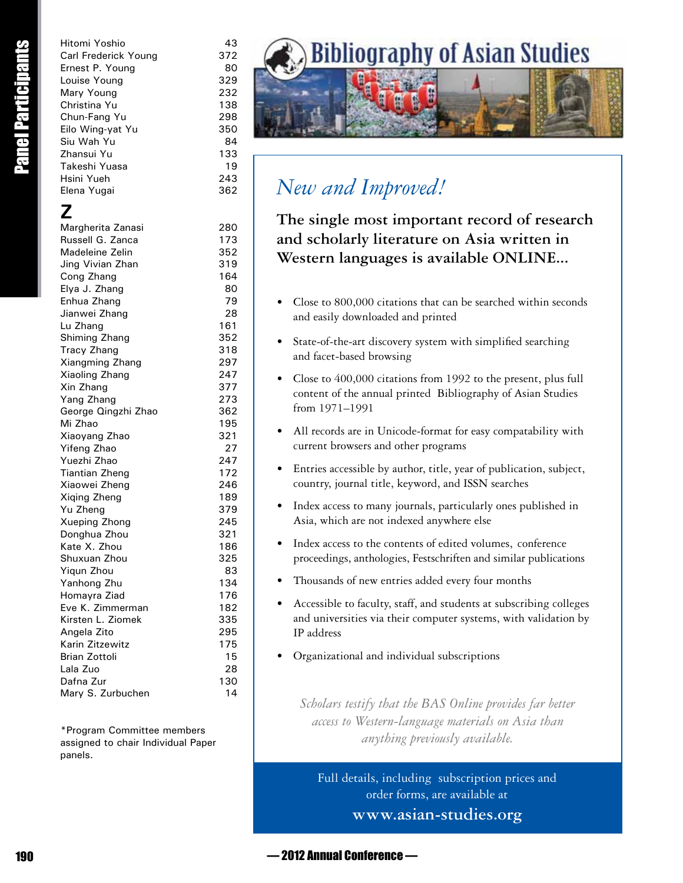| | |
|---|---|
| Hitomi Yoshio | 43 |
| Carl Frederick Young | 372 |
| Ernest P. Young | 80 |
| Louise Young | 329 |
| Mary Young | 232 |
| Christina Yu | 138 |
| Chun-Fang Yu | 298 |
| Eilo Wing-yat Yu | 350 |
| Siu Wah Yu | 84 |
| Zhansui Yu | 133 |
| Takeshi Yuasa | 19 |
| Hsini Yueh | 243 |
| Elena Yugai | 362 |

## Z

| | |
|---|---|
| Margherita Zanasi | 280 |
| Russell G. Zanca | 173 |
| Madeleine Zelin | 352 |
| Jing Vivian Zhan | 319 |
| Cong Zhang | 164 |
| Elya J. Zhang | 80 |
| Enhua Zhang | 79 |
| Jianwei Zhang | 28 |
| Lu Zhang | 161 |
| Shiming Zhang | 352 |
| Tracy Zhang | 318 |
| Xiangming Zhang | 297 |
| Xiaoling Zhang | 247 |
| Xin Zhang | 377 |
| Yang Zhang | 273 |
| George Qingzhi Zhao | 362 |
| Mi Zhao | 195 |
| Xiaoyang Zhao | 321 |
| Yifeng Zhao | 27 |
| Yuezhi Zhao | 247 |
| Tiantian Zheng | 172 |
| Xiaowei Zheng | 246 |
| Xiqing Zheng | 189 |
| Yu Zheng | 379 |
| Xueping Zhong | 245 |
| Donghua Zhou | 321 |
| Kate X. Zhou | 186 |
| Shuxuan Zhou | 325 |
| Yiqun Zhou | 83 |
| Yanhong Zhu | 134 |
| Homayra Ziad | 176 |
| Eve K. Zimmerman | 182 |
| Kirsten L. Ziomek | 335 |
| Angela Zito | 295 |
| Karin Zitzewitz | 175 |
| Brian Zottoli | 15 |
| Lala Zuo | 28 |
| Dafna Zur | 130 |
| Mary S. Zurbuchen | 14 |

*Program Committee members assigned to chair Individual Paper panels.

# Bibliography of Asian Studies

## *New and Improved!*

**The single most important record of research and scholarly literature on Asia written in Western languages is available ONLINE...**

- Close to 800,000 citations that can be searched within seconds and easily downloaded and printed
- State-of-the-art discovery system with simplified searching and facet-based browsing
- Close to 400,000 citations from 1992 to the present, plus full content of the annual printed Bibliography of Asian Studies from 1971–1991
- All records are in Unicode-format for easy compatability with current browsers and other programs
- Entries accessible by author, title, year of publication, subject, country, journal title, keyword, and ISSN searches
- Index access to many journals, particularly ones published in Asia, which are not indexed anywhere else
- Index access to the contents of edited volumes, conference proceedings, anthologies, Festschriften and similar publications
- Thousands of new entries added every four months
- Accessible to faculty, staff, and students at subscribing colleges and universities via their computer systems, with validation by IP address
- Organizational and individual subscriptions

*Scholars testify that the BAS Online provides far better access to Western-language materials on Asia than anything previously available.*

Full details, including subscription prices and order forms, are available at

**www.asian-studies.org**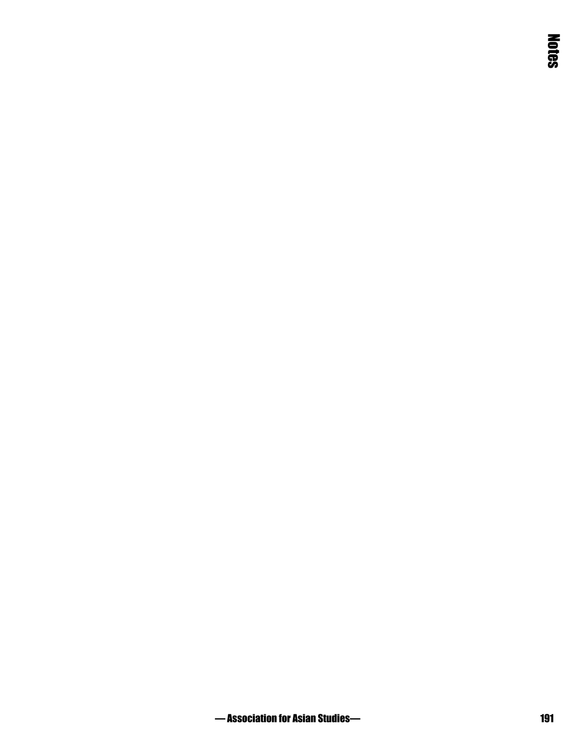# Notes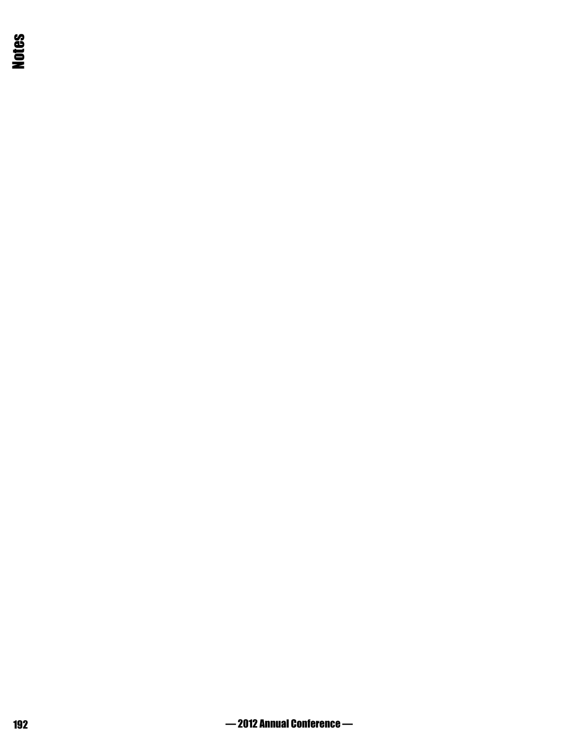# Notes